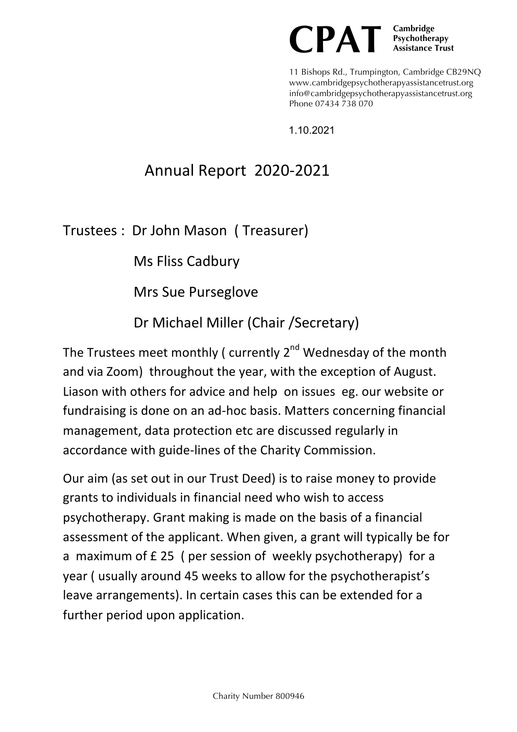**CPAT** Cambridge Psychotherapy Assistance Trust

11 Bishops Rd., Trumpington, Cambridge CB29NQ
www.cambridgepsychotherapyassistancetrust.org
info@cambridgepsychotherapyassistancetrust.org
Phone 07434 738 070

1.10.2021

# Annual Report 2020-2021

Trustees : Dr John Mason ( Treasurer)

Ms Fliss Cadbury

Mrs Sue Purseglove

Dr Michael Miller (Chair /Secretary)

The Trustees meet monthly ( currently 2nd Wednesday of the month and via Zoom) throughout the year, with the exception of August. Liason with others for advice and help on issues eg. our website or fundraising is done on an ad-hoc basis. Matters concerning financial management, data protection etc are discussed regularly in accordance with guide-lines of the Charity Commission.

Our aim (as set out in our Trust Deed) is to raise money to provide grants to individuals in financial need who wish to access psychotherapy. Grant making is made on the basis of a financial assessment of the applicant. When given, a grant will typically be for a maximum of £ 25 ( per session of weekly psychotherapy) for a year ( usually around 45 weeks to allow for the psychotherapist's leave arrangements). In certain cases this can be extended for a further period upon application.

Charity Number 800946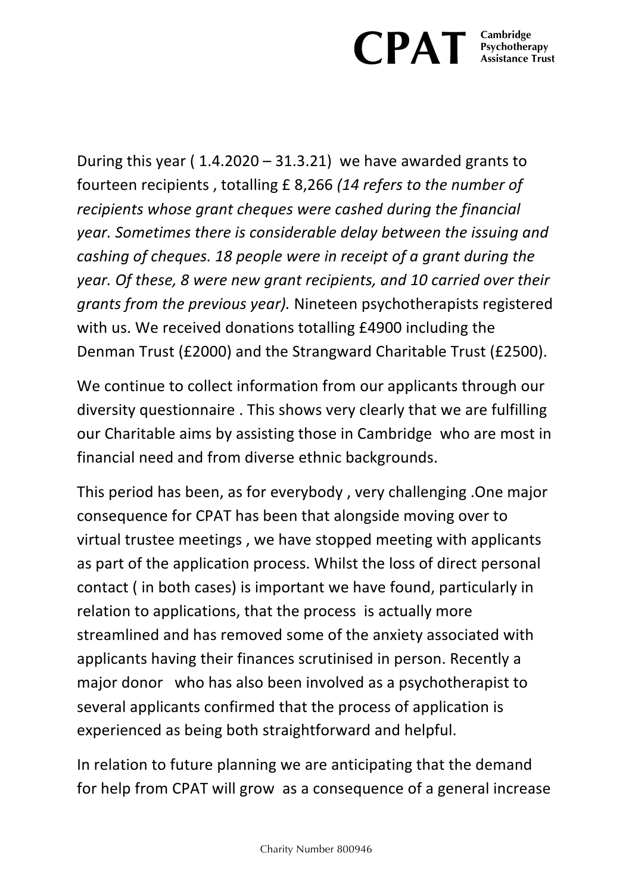During this year ( 1.4.2020 – 31.3.21) we have awarded grants to fourteen recipients , totalling £ 8,266 *(14 refers to the number of recipients whose grant cheques were cashed during the financial year. Sometimes there is considerable delay between the issuing and cashing of cheques. 18 people were in receipt of a grant during the year. Of these, 8 were new grant recipients, and 10 carried over their grants from the previous year).* Nineteen psychotherapists registered with us. We received donations totalling £4900 including the Denman Trust (£2000) and the Strangward Charitable Trust (£2500).

We continue to collect information from our applicants through our diversity questionnaire . This shows very clearly that we are fulfilling our Charitable aims by assisting those in Cambridge who are most in financial need and from diverse ethnic backgrounds.

This period has been, as for everybody , very challenging .One major consequence for CPAT has been that alongside moving over to virtual trustee meetings , we have stopped meeting with applicants as part of the application process. Whilst the loss of direct personal contact ( in both cases) is important we have found, particularly in relation to applications, that the process is actually more streamlined and has removed some of the anxiety associated with applicants having their finances scrutinised in person. Recently a major donor who has also been involved as a psychotherapist to several applicants confirmed that the process of application is experienced as being both straightforward and helpful.

In relation to future planning we are anticipating that the demand for help from CPAT will grow as a consequence of a general increase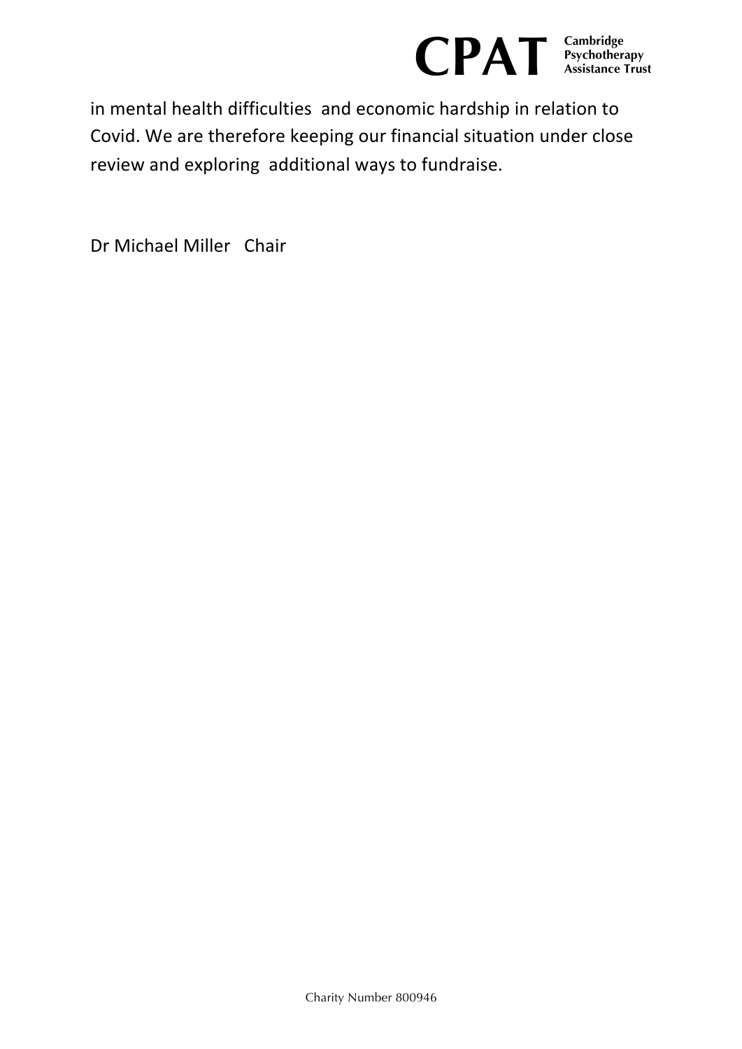in mental health difficulties and economic hardship in relation to Covid. We are therefore keeping our financial situation under close review and exploring additional ways to fundraise.

Dr Michael Miller Chair